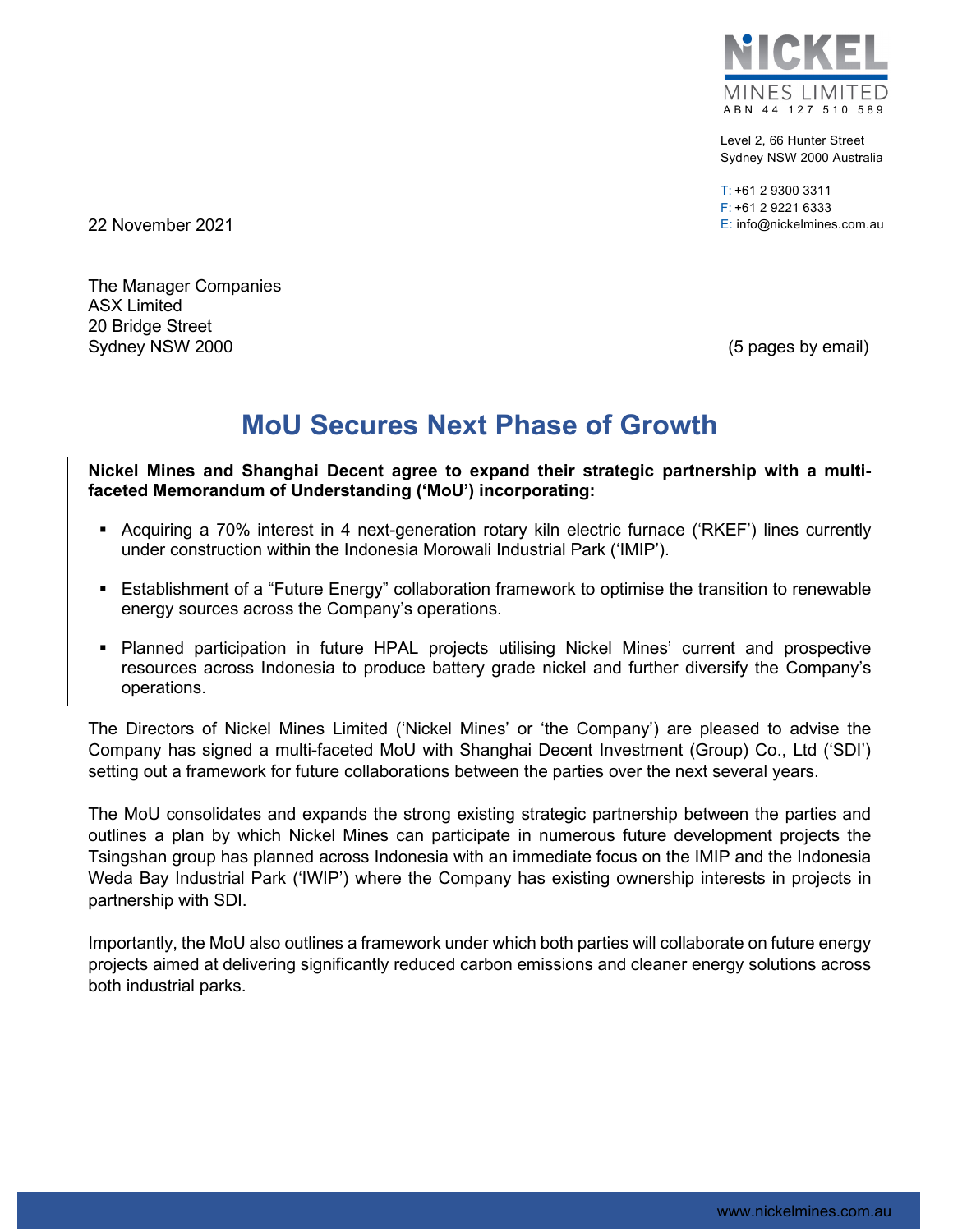**NICKEL MINES LIMITED**
ABN 44 127 510 589

Level 2, 66 Hunter Street
Sydney NSW 2000 Australia

T: +61 2 9300 3311
F: +61 2 9221 6333
E: info@nickelmines.com.au

22 November 2021

The Manager Companies
ASX Limited
20 Bridge Street
Sydney NSW 2000

(5 pages by email)

# MoU Secures Next Phase of Growth

**Nickel Mines and Shanghai Decent agree to expand their strategic partnership with a multi-faceted Memorandum of Understanding ('MoU') incorporating:**

- Acquiring a 70% interest in 4 next-generation rotary kiln electric furnace ('RKEF') lines currently under construction within the Indonesia Morowali Industrial Park ('IMIP').
- Establishment of a "Future Energy" collaboration framework to optimise the transition to renewable energy sources across the Company's operations.
- Planned participation in future HPAL projects utilising Nickel Mines' current and prospective resources across Indonesia to produce battery grade nickel and further diversify the Company's operations.

The Directors of Nickel Mines Limited ('Nickel Mines' or 'the Company') are pleased to advise the Company has signed a multi-faceted MoU with Shanghai Decent Investment (Group) Co., Ltd ('SDI') setting out a framework for future collaborations between the parties over the next several years.

The MoU consolidates and expands the strong existing strategic partnership between the parties and outlines a plan by which Nickel Mines can participate in numerous future development projects the Tsingshan group has planned across Indonesia with an immediate focus on the IMIP and the Indonesia Weda Bay Industrial Park ('IWIP') where the Company has existing ownership interests in projects in partnership with SDI.

Importantly, the MoU also outlines a framework under which both parties will collaborate on future energy projects aimed at delivering significantly reduced carbon emissions and cleaner energy solutions across both industrial parks.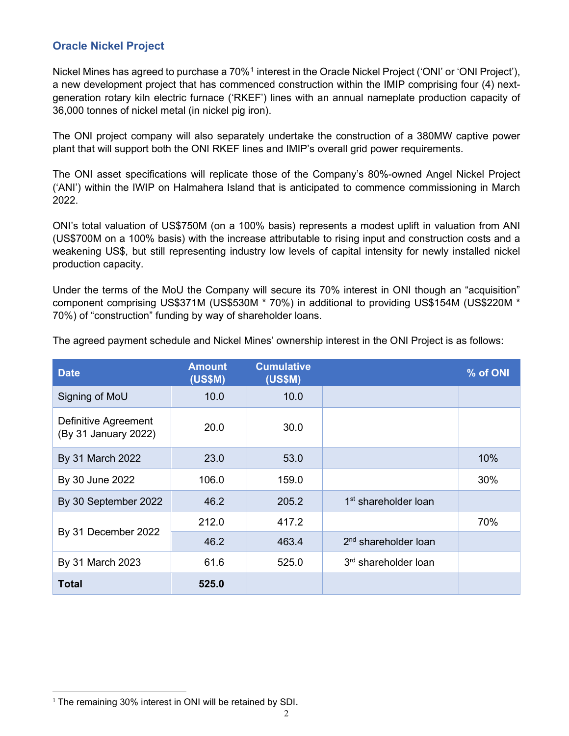## Oracle Nickel Project

Nickel Mines has agreed to purchase a 70%[1] interest in the Oracle Nickel Project ('ONI' or 'ONI Project'), a new development project that has commenced construction within the IMIP comprising four (4) next-generation rotary kiln electric furnace ('RKEF') lines with an annual nameplate production capacity of 36,000 tonnes of nickel metal (in nickel pig iron).

The ONI project company will also separately undertake the construction of a 380MW captive power plant that will support both the ONI RKEF lines and IMIP's overall grid power requirements.

The ONI asset specifications will replicate those of the Company's 80%-owned Angel Nickel Project ('ANI') within the IWIP on Halmahera Island that is anticipated to commence commissioning in March 2022.

ONI's total valuation of US$750M (on a 100% basis) represents a modest uplift in valuation from ANI (US$700M on a 100% basis) with the increase attributable to rising input and construction costs and a weakening US$, but still representing industry low levels of capital intensity for newly installed nickel production capacity.

Under the terms of the MoU the Company will secure its 70% interest in ONI though an "acquisition" component comprising US$371M (US$530M * 70%) in additional to providing US$154M (US$220M * 70%) of "construction" funding by way of shareholder loans.

The agreed payment schedule and Nickel Mines' ownership interest in the ONI Project is as follows:

| Date | Amount (US$M) | Cumulative (US$M) | | % of ONI |
|---|---|---|---|---|
| Signing of MoU | 10.0 | 10.0 | | |
| Definitive Agreement (By 31 January 2022) | 20.0 | 30.0 | | |
| By 31 March 2022 | 23.0 | 53.0 | | 10% |
| By 30 June 2022 | 106.0 | 159.0 | | 30% |
| By 30 September 2022 | 46.2 | 205.2 | 1st shareholder loan | |
| By 31 December 2022 | 212.0 | 417.2 | | 70% |
| | 46.2 | 463.4 | 2nd shareholder loan | |
| By 31 March 2023 | 61.6 | 525.0 | 3rd shareholder loan | |
| **Total** | **525.0** | | | |

[1] The remaining 30% interest in ONI will be retained by SDI.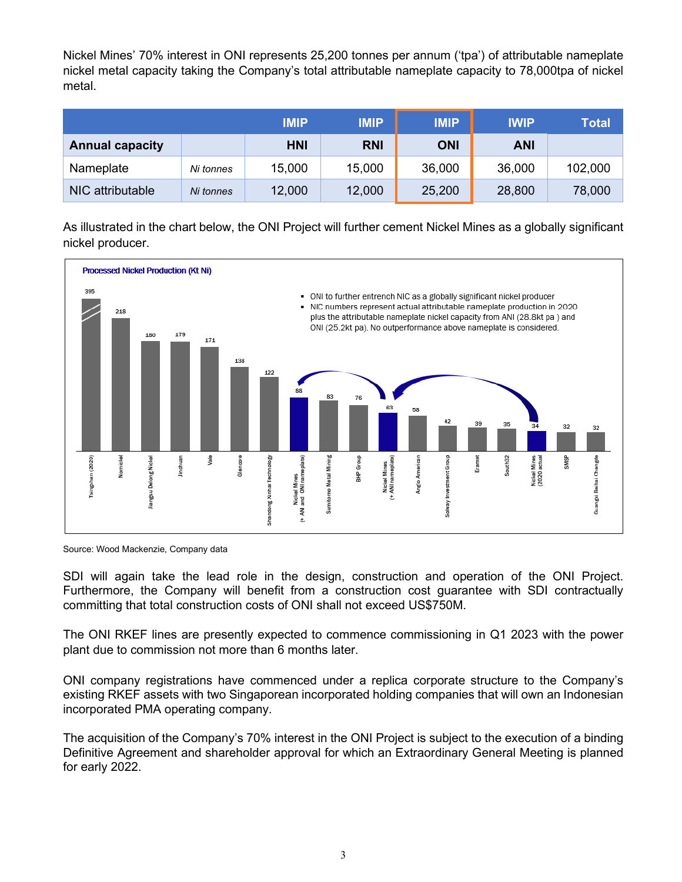Nickel Mines' 70% interest in ONI represents 25,200 tonnes per annum ('tpa') of attributable nameplate nickel metal capacity taking the Company's total attributable nameplate capacity to 78,000tpa of nickel metal.

| | | IMIP | IMIP | IMIP | IWIP | Total |
|---|---|---|---|---|---|---|
| **Annual capacity** | | **HNI** | **RNI** | **ONI** | **ANI** | |
| Nameplate | *Ni tonnes* | 15,000 | 15,000 | 36,000 | 36,000 | 102,000 |
| NIC attributable | *Ni tonnes* | 12,000 | 12,000 | 25,200 | 28,800 | 78,000 |

As illustrated in the chart below, the ONI Project will further cement Nickel Mines as a globally significant nickel producer.

**Processed Nickel Production (Kt Ni)**

- ONI to further entrench NIC as a globally significant nickel producer
- NIC numbers represent actual attributable nameplate production in 2020 plus the attributable nameplate nickel capacity from ANI (28.8kt pa ) and ONI (25.2kt pa). No outperformance above nameplate is considered.

| Producer | Kt Ni |
|---|---|
| Tsingshan (2020) | 395 |
| Nornickel | 218 |
| Jiangsu Delong Nickel | 180 |
| Jinchuan | 179 |
| Vale | 171 |
| Glencore | 138 |
| Shandong Xinhai Technology | 122 |
| Nickel Mines (+ ANI and ONI nameplate) | 88 |
| Sumitomo Metal Mining | 83 |
| BHP Group | 76 |
| Nickel Mines (+ ANI nameplate) | 63 |
| Anglo American | 58 |
| Solway Investment Group | 42 |
| Eramet | 39 |
| South32 | 35 |
| Nickel Mines (2020 actual) | 34 |
| SMSP | 32 |
| Guangxi Beihai Chengde | 32 |

Source: Wood Mackenzie, Company data

SDI will again take the lead role in the design, construction and operation of the ONI Project. Furthermore, the Company will benefit from a construction cost guarantee with SDI contractually committing that total construction costs of ONI shall not exceed US$750M.

The ONI RKEF lines are presently expected to commence commissioning in Q1 2023 with the power plant due to commission not more than 6 months later.

ONI company registrations have commenced under a replica corporate structure to the Company's existing RKEF assets with two Singaporean incorporated holding companies that will own an Indonesian incorporated PMA operating company.

The acquisition of the Company's 70% interest in the ONI Project is subject to the execution of a binding Definitive Agreement and shareholder approval for which an Extraordinary General Meeting is planned for early 2022.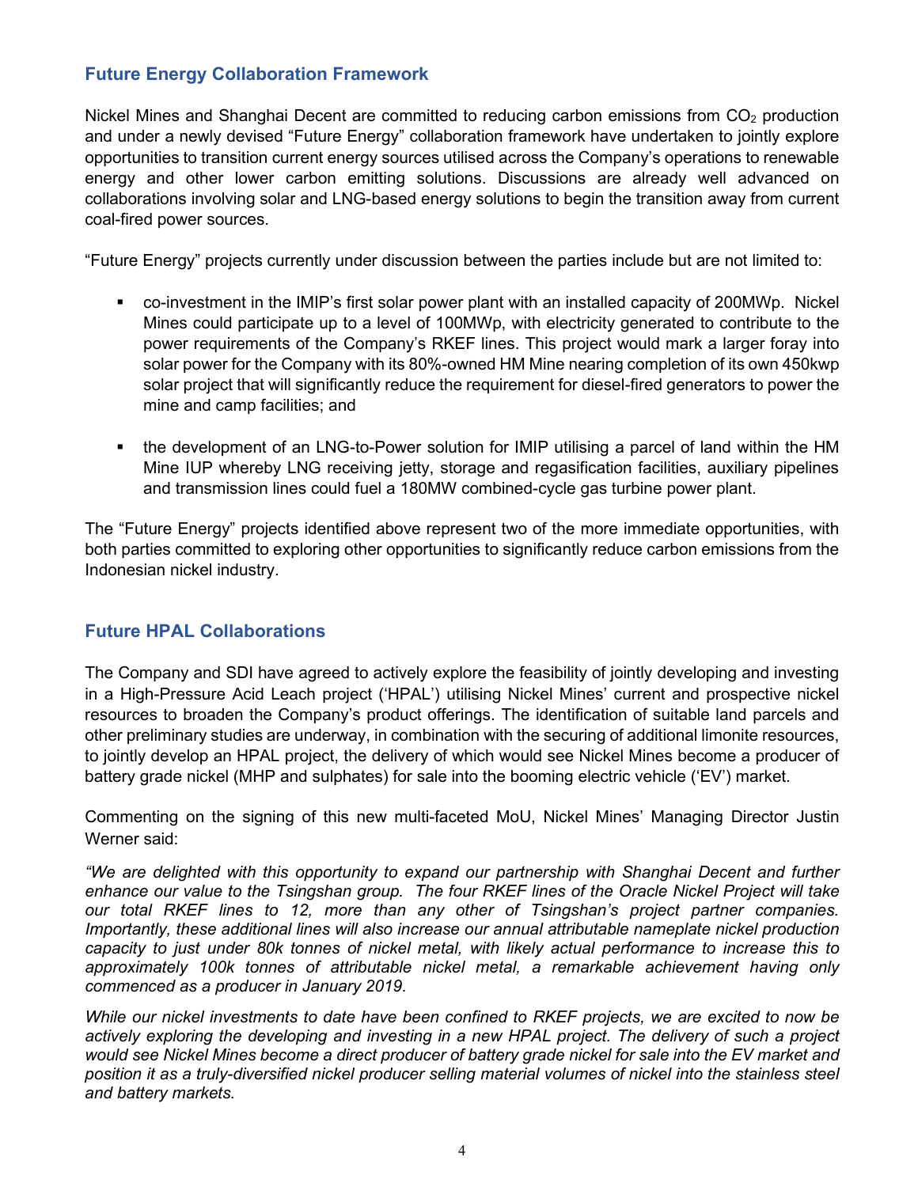## Future Energy Collaboration Framework

Nickel Mines and Shanghai Decent are committed to reducing carbon emissions from $CO_2$ production and under a newly devised "Future Energy" collaboration framework have undertaken to jointly explore opportunities to transition current energy sources utilised across the Company's operations to renewable energy and other lower carbon emitting solutions. Discussions are already well advanced on collaborations involving solar and LNG-based energy solutions to begin the transition away from current coal-fired power sources.

"Future Energy" projects currently under discussion between the parties include but are not limited to:

- co-investment in the IMIP's first solar power plant with an installed capacity of 200MWp. Nickel Mines could participate up to a level of 100MWp, with electricity generated to contribute to the power requirements of the Company's RKEF lines. This project would mark a larger foray into solar power for the Company with its 80%-owned HM Mine nearing completion of its own 450kwp solar project that will significantly reduce the requirement for diesel-fired generators to power the mine and camp facilities; and
- the development of an LNG-to-Power solution for IMIP utilising a parcel of land within the HM Mine IUP whereby LNG receiving jetty, storage and regasification facilities, auxiliary pipelines and transmission lines could fuel a 180MW combined-cycle gas turbine power plant.

The "Future Energy" projects identified above represent two of the more immediate opportunities, with both parties committed to exploring other opportunities to significantly reduce carbon emissions from the Indonesian nickel industry.

## Future HPAL Collaborations

The Company and SDI have agreed to actively explore the feasibility of jointly developing and investing in a High-Pressure Acid Leach project ('HPAL') utilising Nickel Mines' current and prospective nickel resources to broaden the Company's product offerings. The identification of suitable land parcels and other preliminary studies are underway, in combination with the securing of additional limonite resources, to jointly develop an HPAL project, the delivery of which would see Nickel Mines become a producer of battery grade nickel (MHP and sulphates) for sale into the booming electric vehicle ('EV') market.

Commenting on the signing of this new multi-faceted MoU, Nickel Mines' Managing Director Justin Werner said:

*"We are delighted with this opportunity to expand our partnership with Shanghai Decent and further enhance our value to the Tsingshan group. The four RKEF lines of the Oracle Nickel Project will take our total RKEF lines to 12, more than any other of Tsingshan's project partner companies. Importantly, these additional lines will also increase our annual attributable nameplate nickel production capacity to just under 80k tonnes of nickel metal, with likely actual performance to increase this to approximately 100k tonnes of attributable nickel metal, a remarkable achievement having only commenced as a producer in January 2019.*

*While our nickel investments to date have been confined to RKEF projects, we are excited to now be actively exploring the developing and investing in a new HPAL project. The delivery of such a project would see Nickel Mines become a direct producer of battery grade nickel for sale into the EV market and position it as a truly-diversified nickel producer selling material volumes of nickel into the stainless steel and battery markets.*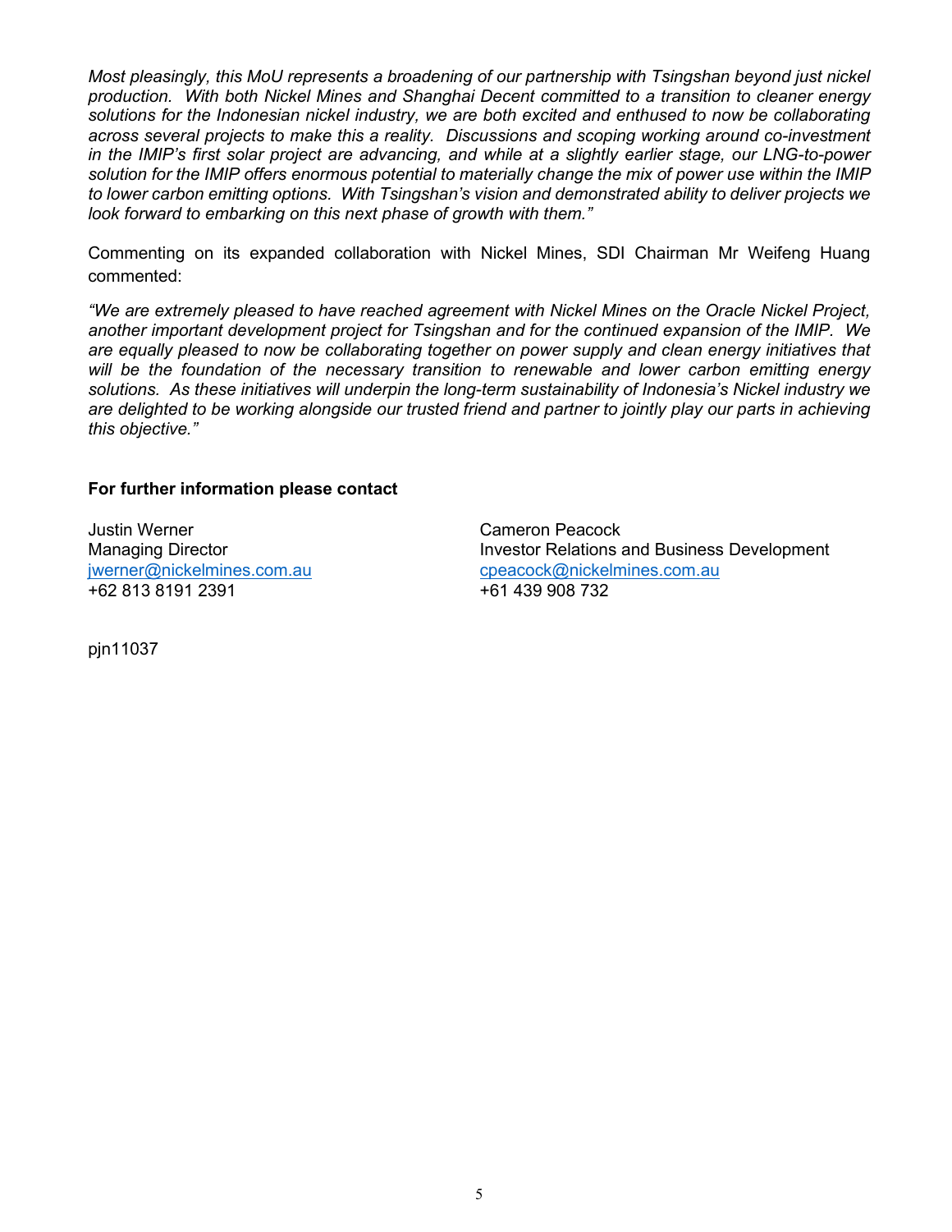*Most pleasingly, this MoU represents a broadening of our partnership with Tsingshan beyond just nickel production. With both Nickel Mines and Shanghai Decent committed to a transition to cleaner energy solutions for the Indonesian nickel industry, we are both excited and enthused to now be collaborating across several projects to make this a reality. Discussions and scoping working around co-investment in the IMIP's first solar project are advancing, and while at a slightly earlier stage, our LNG-to-power solution for the IMIP offers enormous potential to materially change the mix of power use within the IMIP to lower carbon emitting options. With Tsingshan's vision and demonstrated ability to deliver projects we look forward to embarking on this next phase of growth with them."*

Commenting on its expanded collaboration with Nickel Mines, SDI Chairman Mr Weifeng Huang commented:

*"We are extremely pleased to have reached agreement with Nickel Mines on the Oracle Nickel Project, another important development project for Tsingshan and for the continued expansion of the IMIP. We are equally pleased to now be collaborating together on power supply and clean energy initiatives that will be the foundation of the necessary transition to renewable and lower carbon emitting energy solutions. As these initiatives will underpin the long-term sustainability of Indonesia's Nickel industry we are delighted to be working alongside our trusted friend and partner to jointly play our parts in achieving this objective."*

**For further information please contact**

Justin Werner
Managing Director
jwerner@nickelmines.com.au
+62 813 8191 2391

Cameron Peacock
Investor Relations and Business Development
cpeacock@nickelmines.com.au
+61 439 908 732

pjn11037